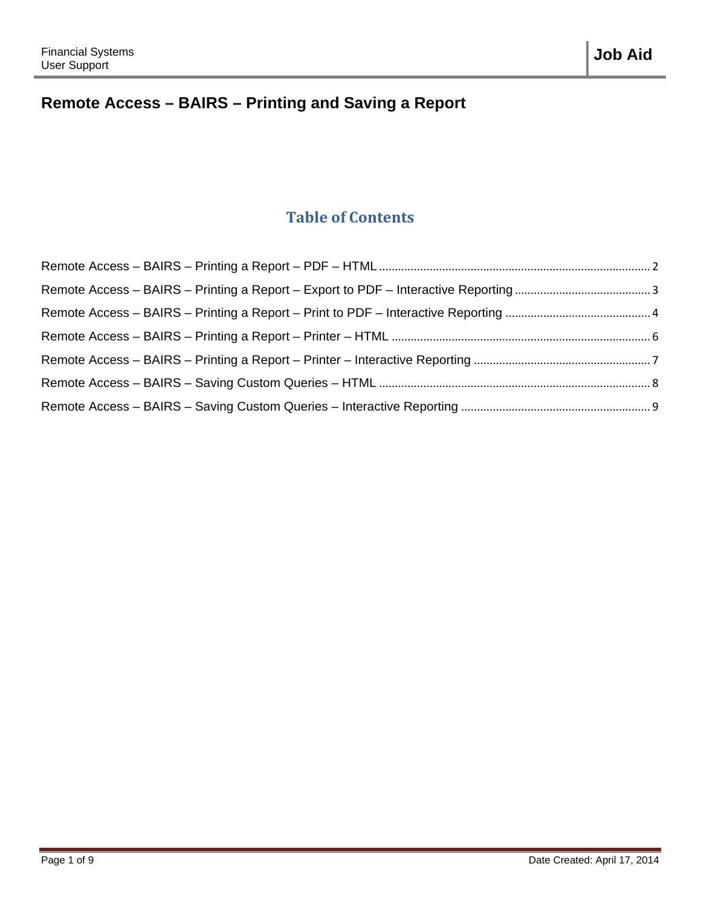# Remote Access – BAIRS – Printing and Saving a Report

## Table of Contents

Remote Access – BAIRS – Printing a Report – PDF – HTML ........ 2

Remote Access – BAIRS – Printing a Report – Export to PDF – Interactive Reporting ........ 3

Remote Access – BAIRS – Printing a Report – Print to PDF – Interactive Reporting ........ 4

Remote Access – BAIRS – Printing a Report – Printer – HTML ........ 6

Remote Access – BAIRS – Printing a Report – Printer – Interactive Reporting ........ 7

Remote Access – BAIRS – Saving Custom Queries – HTML ........ 8

Remote Access – BAIRS – Saving Custom Queries – Interactive Reporting ........ 9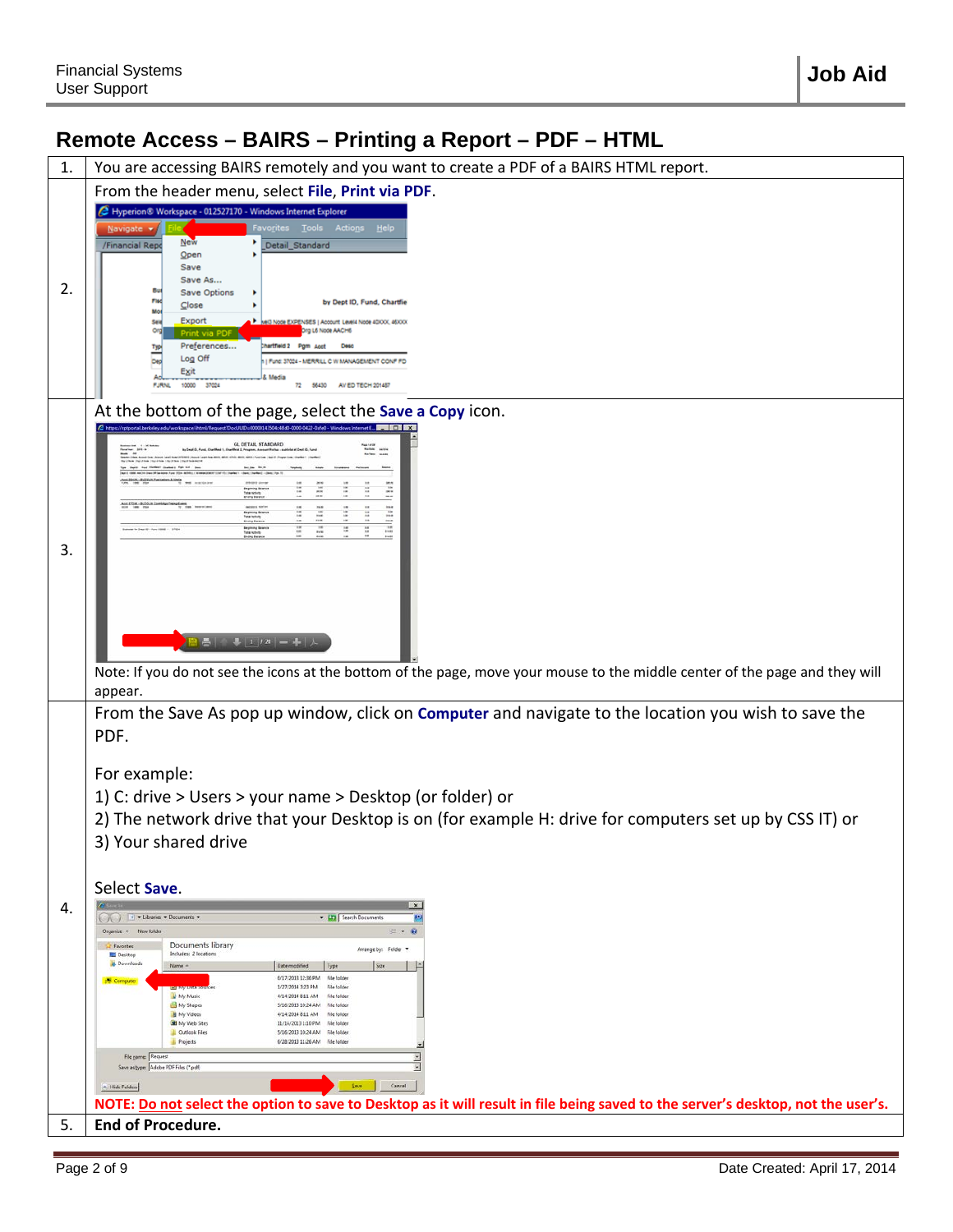# Remote Access – BAIRS – Printing a Report – PDF – HTML

| | |
|---|---|
| 1. | You are accessing BAIRS remotely and you want to create a PDF of a BAIRS HTML report. |
| 2. | From the header menu, select **File**, **Print via PDF**. |
| 3. | At the bottom of the page, select the **Save a Copy** icon.<br><br>Note: If you do not see the icons at the bottom of the page, move your mouse to the middle center of the page and they will appear. |
| 4. | From the Save As pop up window, click on **Computer** and navigate to the location you wish to save the PDF.<br><br>For example:<br>1) C: drive > Users > your name > Desktop (or folder) or<br>2) The network drive that your Desktop is on (for example H: drive for computers set up by CSS IT) or<br>3) Your shared drive<br><br>Select **Save**.<br><br>**NOTE: Do not select the option to save to Desktop as it will result in file being saved to the server's desktop, not the user's.** |
| 5. | **End of Procedure.** |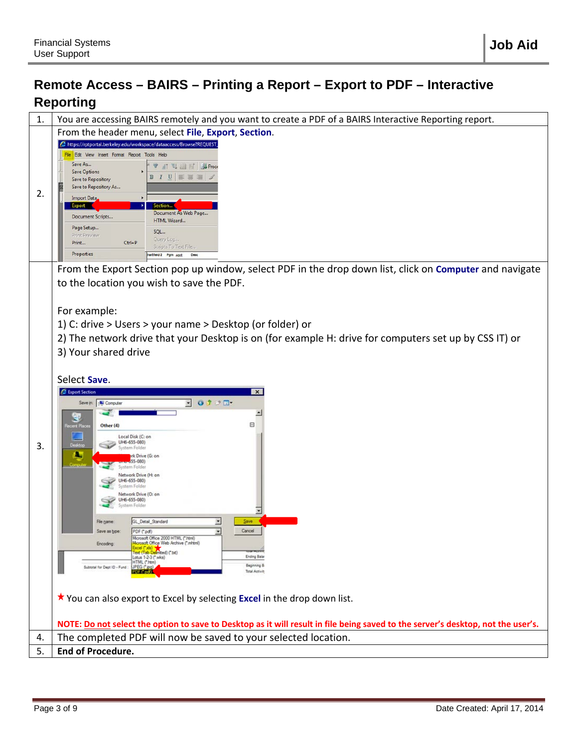# Remote Access – BAIRS – Printing a Report – Export to PDF – Interactive Reporting

| | |
|---|---|
| 1. | You are accessing BAIRS remotely and you want to create a PDF of a BAIRS Interactive Reporting report. |
| 2. | From the header menu, select **File**, **Export**, **Section**. |
| 3. | From the Export Section pop up window, select PDF in the drop down list, click on **Computer** and navigate to the location you wish to save the PDF.<br><br>For example:<br>1) C: drive > Users > your name > Desktop (or folder) or<br>2) The network drive that your Desktop is on (for example H: drive for computers set up by CSS IT) or<br>3) Your shared drive<br><br>Select **Save**.<br><br>★ You can also export to Excel by selecting **Excel** in the drop down list.<br><br>**NOTE: Do not select the option to save to Desktop as it will result in file being saved to the server's desktop, not the user's.** |
| 4. | The completed PDF will now be saved to your selected location. |
| 5. | **End of Procedure.** |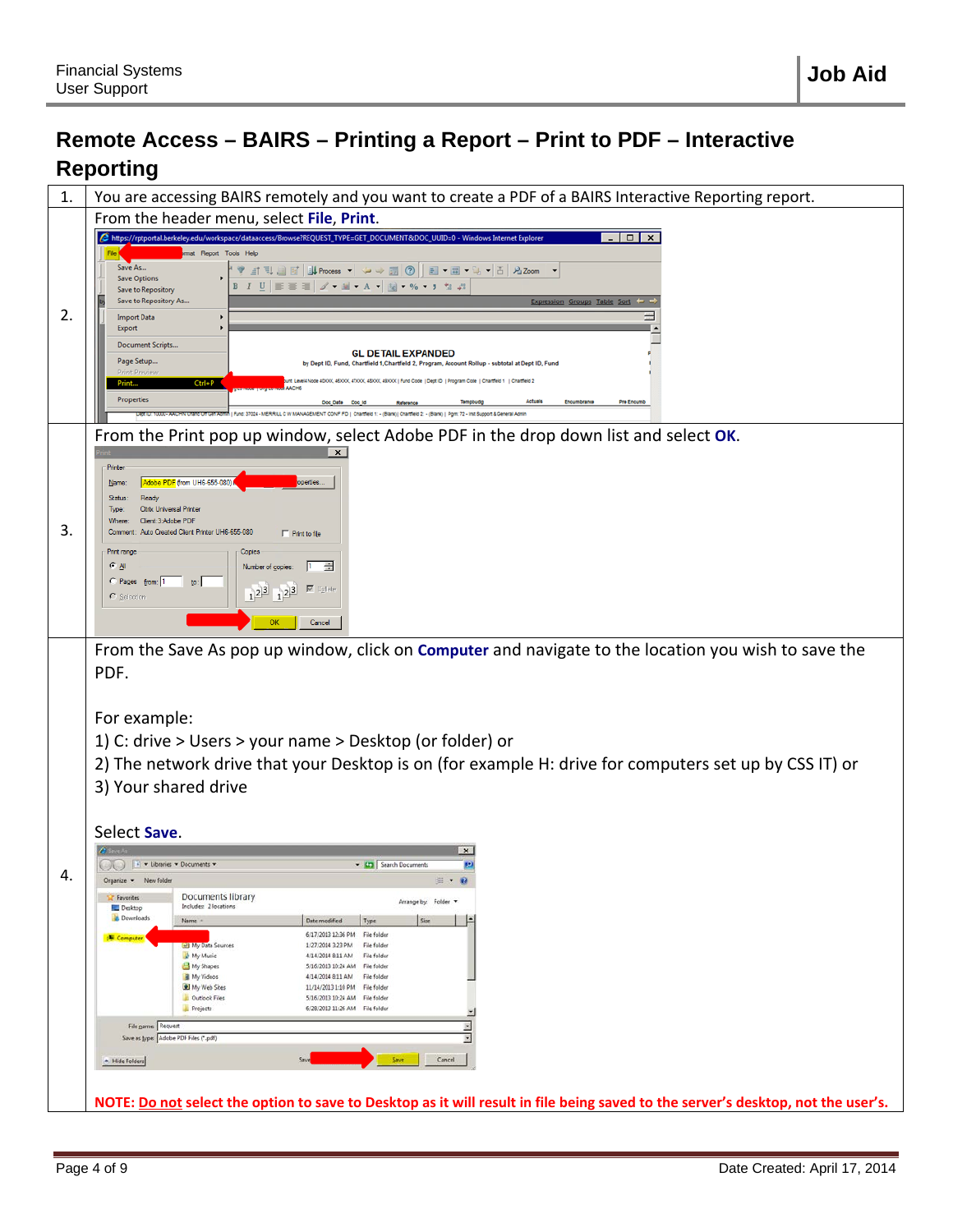# Remote Access – BAIRS – Printing a Report – Print to PDF – Interactive Reporting

| | |
|---|---|
| 1. | You are accessing BAIRS remotely and you want to create a PDF of a BAIRS Interactive Reporting report. |
| 2. | From the header menu, select **File**, **Print**. |
| 3. | From the Print pop up window, select Adobe PDF in the drop down list and select **OK**. |
| 4. | From the Save As pop up window, click on **Computer** and navigate to the location you wish to save the PDF.<br><br>For example:<br>1) C: drive > Users > your name > Desktop (or folder) or<br>2) The network drive that your Desktop is on (for example H: drive for computers set up by CSS IT) or<br>3) Your shared drive<br><br>Select **Save**.<br><br>**NOTE: Do not select the option to save to Desktop as it will result in file being saved to the server's desktop, not the user's.** |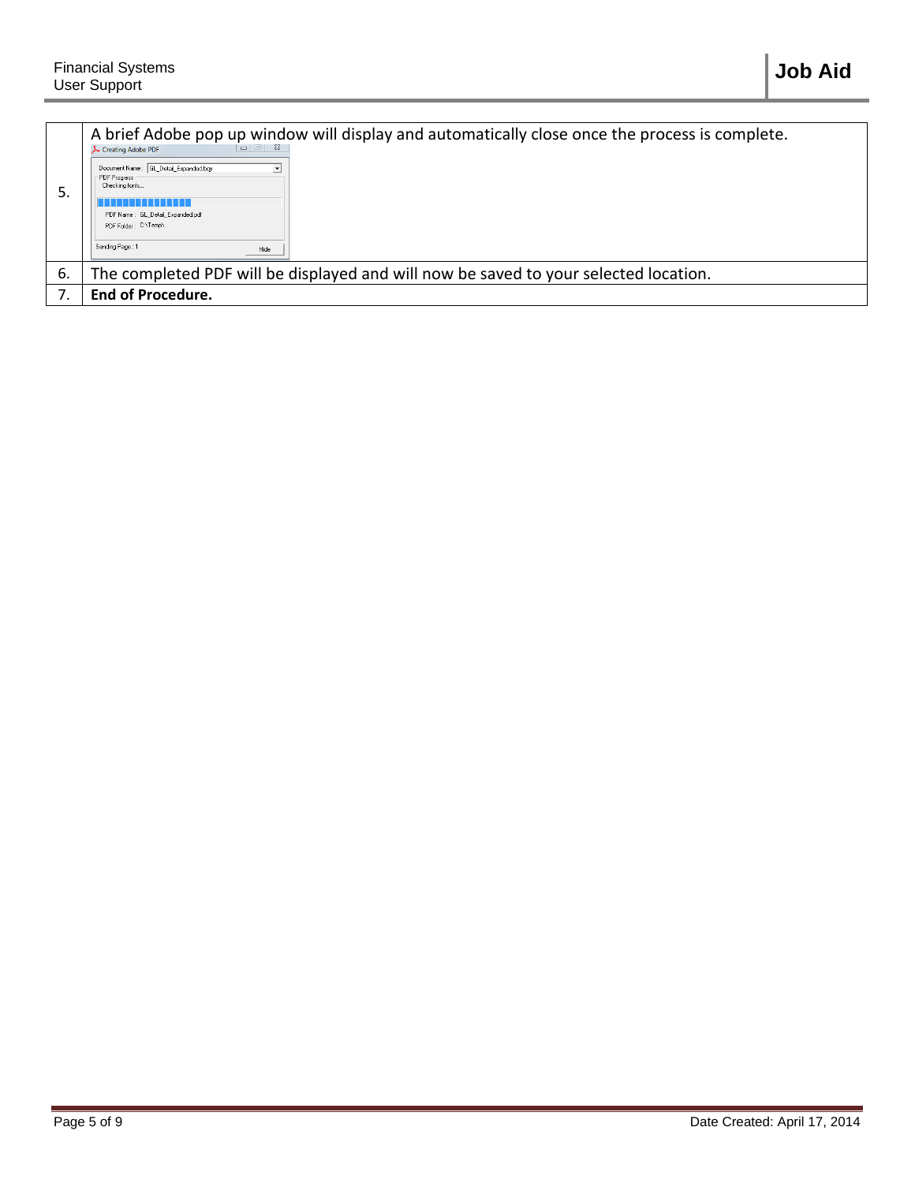| | |
|---|---|
| 5. | A brief Adobe pop up window will display and automatically close once the process is complete. |
| 6. | The completed PDF will be displayed and will now be saved to your selected location. |
| 7. | **End of Procedure.** |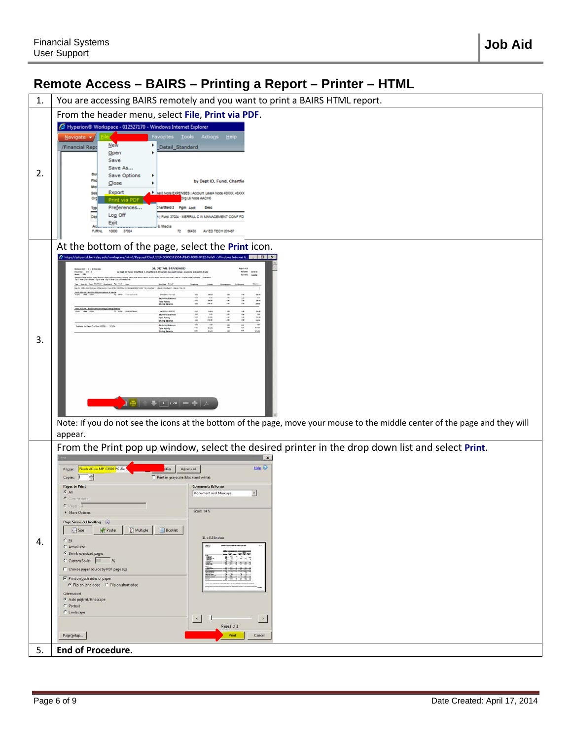## Remote Access – BAIRS – Printing a Report – Printer – HTML

| | |
|---|---|
| 1. | You are accessing BAIRS remotely and you want to print a BAIRS HTML report. |
| 2. | From the header menu, select **File**, **Print via PDF**. |
| 3. | At the bottom of the page, select the **Print** icon. Note: If you do not see the icons at the bottom of the page, move your mouse to the middle center of the page and they will appear. |
| 4. | From the Print pop up window, select the desired printer in the drop down list and select **Print**. |
| 5. | **End of Procedure.** |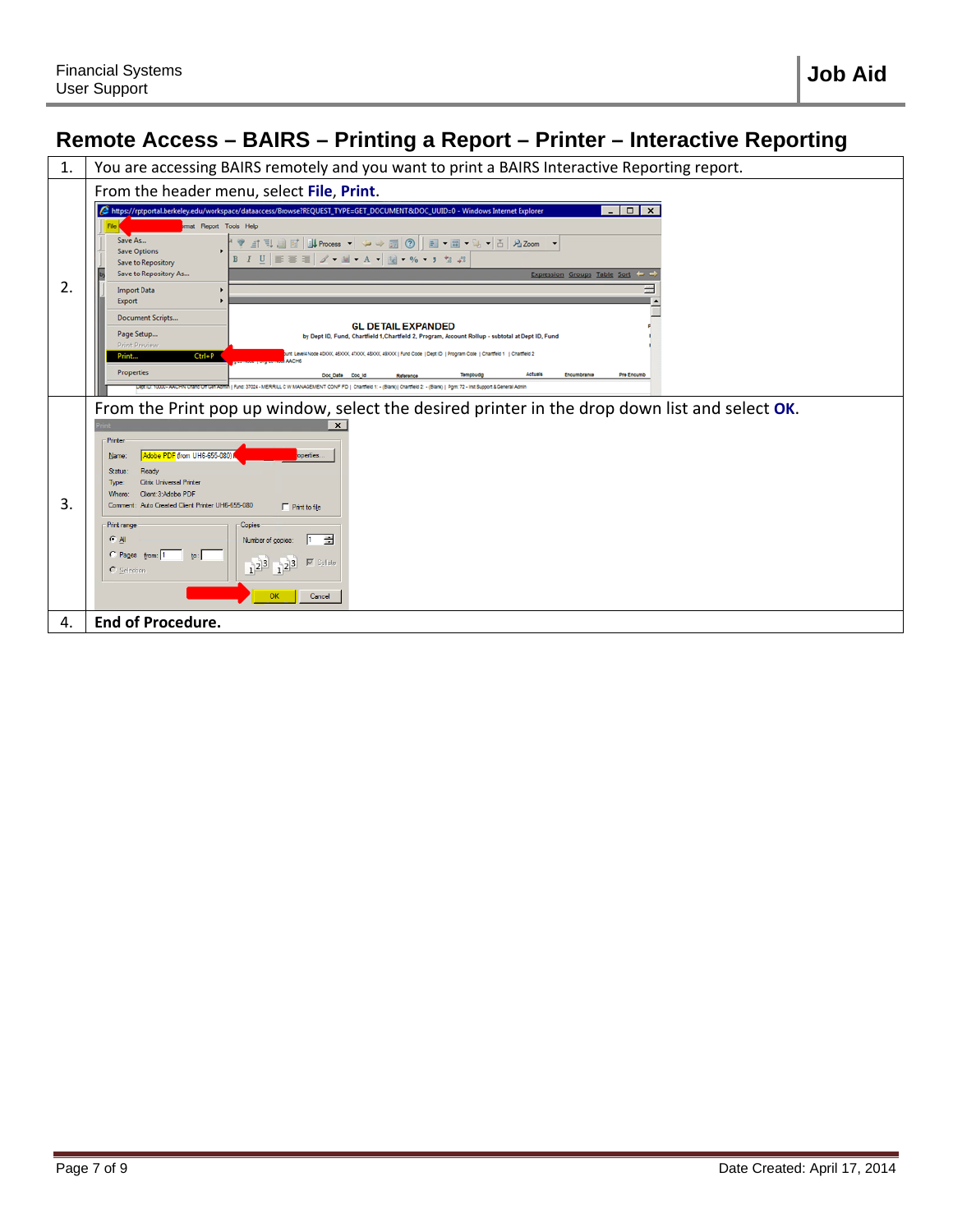# Remote Access – BAIRS – Printing a Report – Printer – Interactive Reporting

| | |
|---|---|
| 1. | You are accessing BAIRS remotely and you want to print a BAIRS Interactive Reporting report. |
| 2. | From the header menu, select **File**, **Print**. |
| 3. | From the Print pop up window, select the desired printer in the drop down list and select **OK**. |
| 4. | **End of Procedure.** |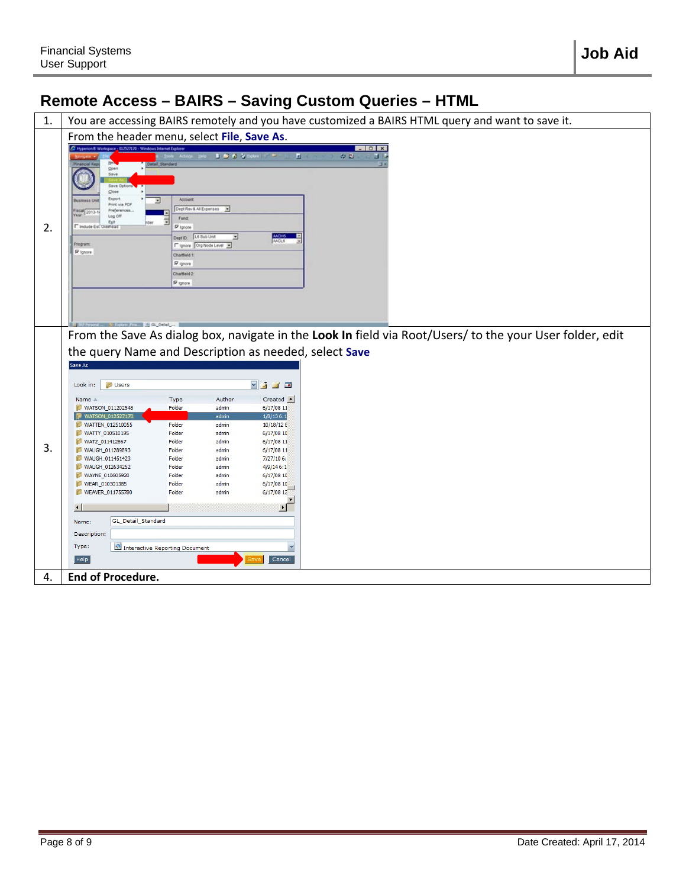# Remote Access – BAIRS – Saving Custom Queries – HTML

| | |
|---|---|
| 1. | You are accessing BAIRS remotely and you have customized a BAIRS HTML query and want to save it. |
| 2. | From the header menu, select **File**, **Save As**. |
| 3. | From the Save As dialog box, navigate in the **Look In** field via Root/Users/ to the your User folder, edit the query Name and Description as needed, select **Save** |
| 4. | **End of Procedure.** |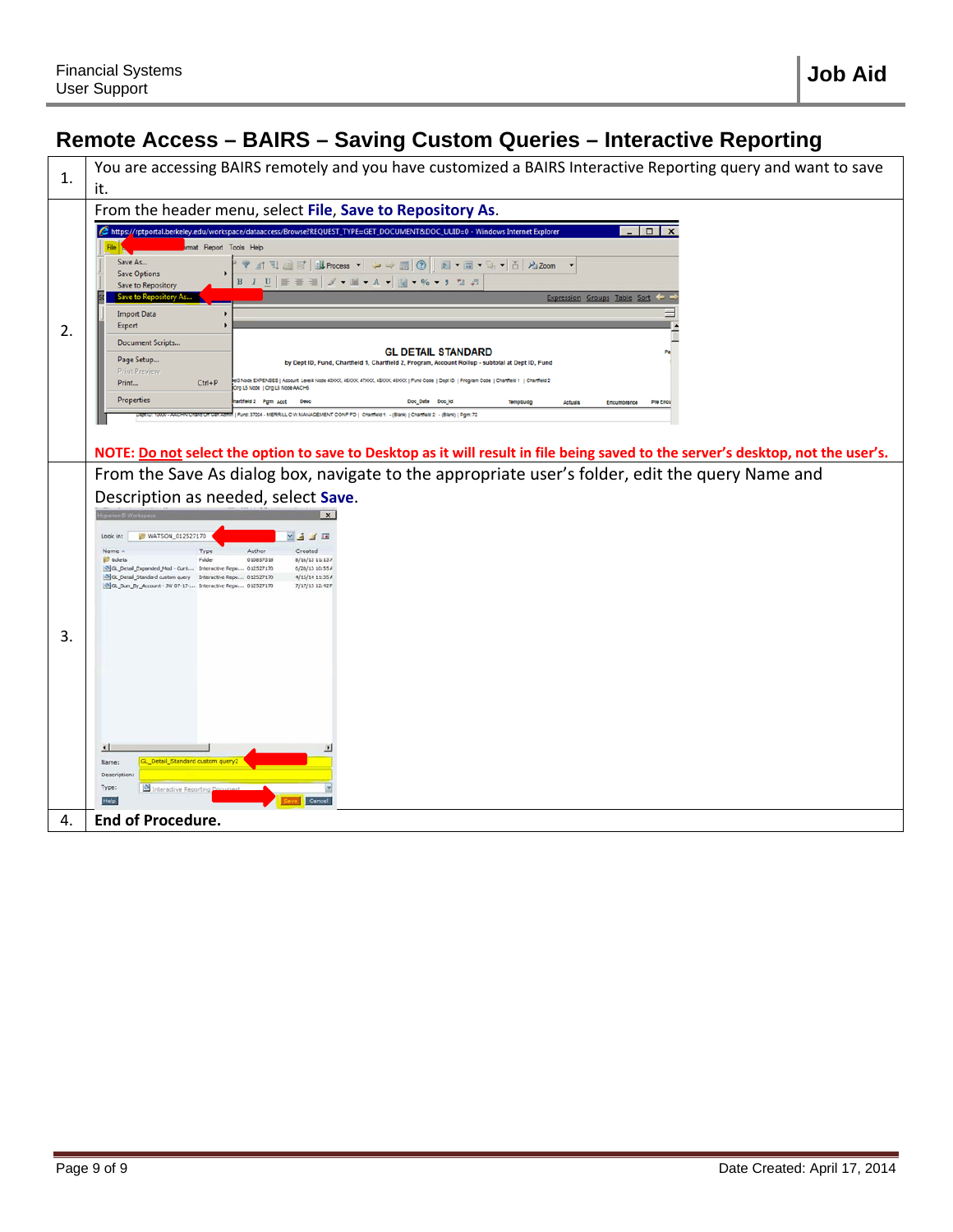# Remote Access – BAIRS – Saving Custom Queries – Interactive Reporting

| | |
|---|---|
| 1. | You are accessing BAIRS remotely and you have customized a BAIRS Interactive Reporting query and want to save it. |
| 2. | From the header menu, select **File**, **Save to Repository As**. **NOTE: Do not select the option to save to Desktop as it will result in file being saved to the server's desktop, not the user's.** |
| 3. | From the Save As dialog box, navigate to the appropriate user's folder, edit the query Name and Description as needed, select **Save**. |
| 4. | **End of Procedure.** |